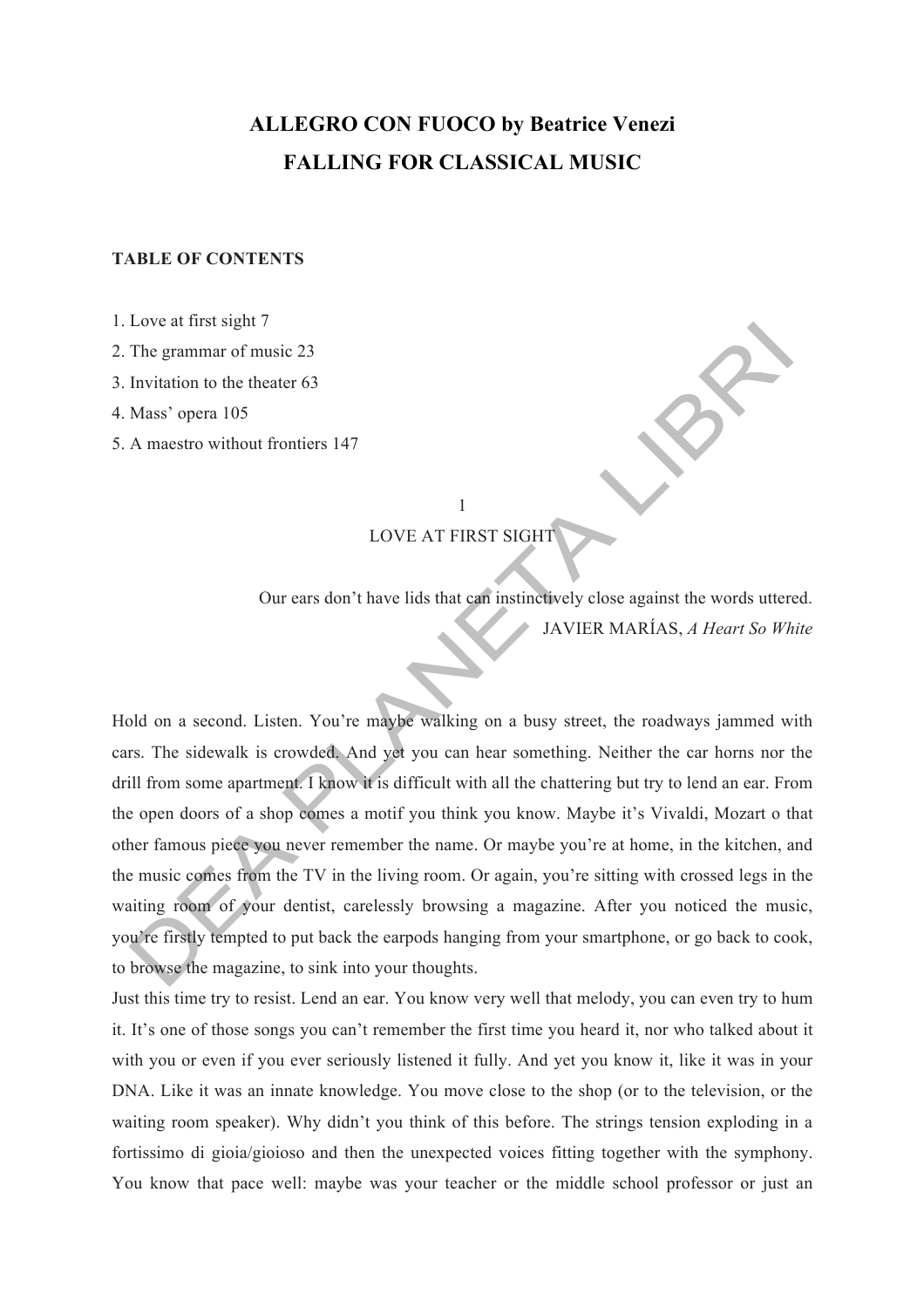# ALLEGRO CON FUOCO by Beatrice Venezi
# FALLING FOR CLASSICAL MUSIC

**TABLE OF CONTENTS**

1. Love at first sight 7
2. The grammar of music 23
3. Invitation to the theater 63
4. Mass' opera 105
5. A maestro without frontiers 147

## 1
## LOVE AT FIRST SIGHT

Our ears don't have lids that can instinctively close against the words uttered.
JAVIER MARÍAS, *A Heart So White*

Hold on a second. Listen. You're maybe walking on a busy street, the roadways jammed with cars. The sidewalk is crowded. And yet you can hear something. Neither the car horns nor the drill from some apartment. I know it is difficult with all the chattering but try to lend an ear. From the open doors of a shop comes a motif you think you know. Maybe it's Vivaldi, Mozart o that other famous piece you never remember the name. Or maybe you're at home, in the kitchen, and the music comes from the TV in the living room. Or again, you're sitting with crossed legs in the waiting room of your dentist, carelessly browsing a magazine. After you noticed the music, you're firstly tempted to put back the earpods hanging from your smartphone, or go back to cook, to browse the magazine, to sink into your thoughts.

Just this time try to resist. Lend an ear. You know very well that melody, you can even try to hum it. It's one of those songs you can't remember the first time you heard it, nor who talked about it with you or even if you ever seriously listened it fully. And yet you know it, like it was in your DNA. Like it was an innate knowledge. You move close to the shop (or to the television, or the waiting room speaker). Why didn't you think of this before. The strings tension exploding in a fortissimo di gioia/gioioso and then the unexpected voices fitting together with the symphony. You know that pace well: maybe was your teacher or the middle school professor or just an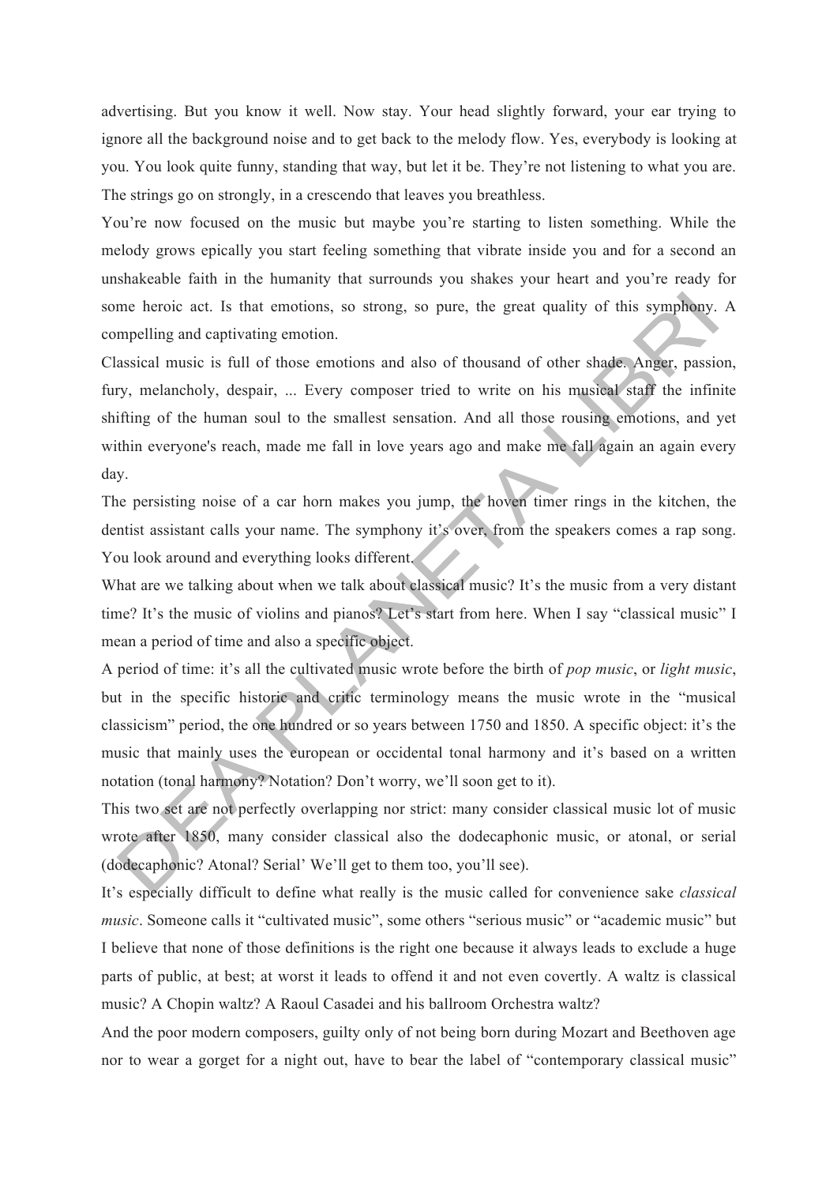advertising. But you know it well. Now stay. Your head slightly forward, your ear trying to ignore all the background noise and to get back to the melody flow. Yes, everybody is looking at you. You look quite funny, standing that way, but let it be. They're not listening to what you are. The strings go on strongly, in a crescendo that leaves you breathless.

You're now focused on the music but maybe you're starting to listen something. While the melody grows epically you start feeling something that vibrate inside you and for a second an unshakeable faith in the humanity that surrounds you shakes your heart and you're ready for some heroic act. Is that emotions, so strong, so pure, the great quality of this symphony. A compelling and captivating emotion.

Classical music is full of those emotions and also of thousand of other shade. Anger, passion, fury, melancholy, despair, ... Every composer tried to write on his musical staff the infinite shifting of the human soul to the smallest sensation. And all those rousing emotions, and yet within everyone's reach, made me fall in love years ago and make me fall again an again every day.

The persisting noise of a car horn makes you jump, the hoven timer rings in the kitchen, the dentist assistant calls your name. The symphony it's over, from the speakers comes a rap song. You look around and everything looks different.

What are we talking about when we talk about classical music? It's the music from a very distant time? It's the music of violins and pianos? Let's start from here. When I say "classical music" I mean a period of time and also a specific object.

A period of time: it's all the cultivated music wrote before the birth of *pop music*, or *light music*, but in the specific historic and critic terminology means the music wrote in the "musical classicism" period, the one hundred or so years between 1750 and 1850. A specific object: it's the music that mainly uses the european or occidental tonal harmony and it's based on a written notation (tonal harmony? Notation? Don't worry, we'll soon get to it).

This two set are not perfectly overlapping nor strict: many consider classical music lot of music wrote after 1850, many consider classical also the dodecaphonic music, or atonal, or serial (dodecaphonic? Atonal? Serial' We'll get to them too, you'll see).

It's especially difficult to define what really is the music called for convenience sake *classical music*. Someone calls it "cultivated music", some others "serious music" or "academic music" but I believe that none of those definitions is the right one because it always leads to exclude a huge parts of public, at best; at worst it leads to offend it and not even covertly. A waltz is classical music? A Chopin waltz? A Raoul Casadei and his ballroom Orchestra waltz?

And the poor modern composers, guilty only of not being born during Mozart and Beethoven age nor to wear a gorget for a night out, have to bear the label of "contemporary classical music"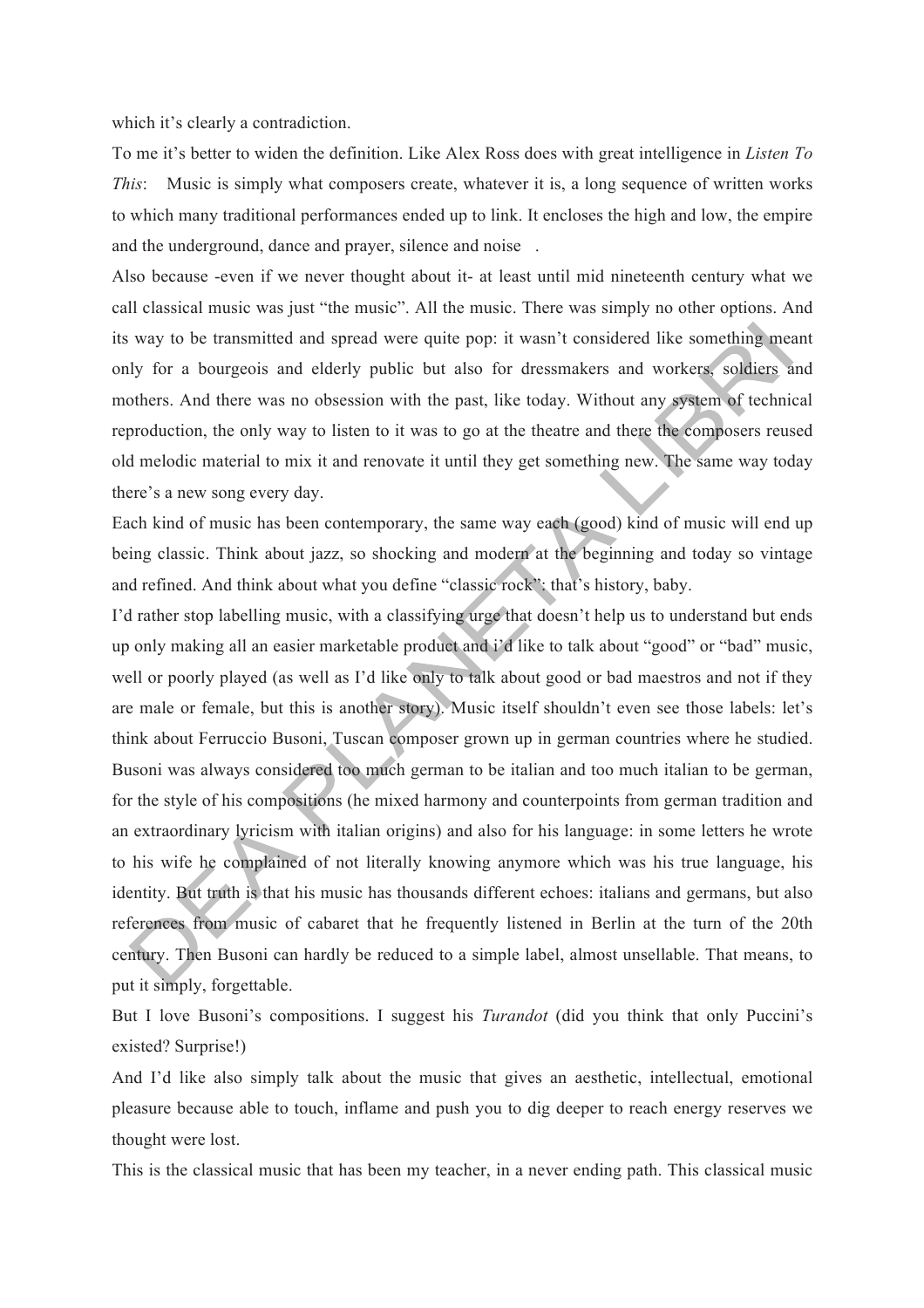which it's clearly a contradiction.

To me it's better to widen the definition. Like Alex Ross does with great intelligence in *Listen To This*: Music is simply what composers create, whatever it is, a long sequence of written works to which many traditional performances ended up to link. It encloses the high and low, the empire and the underground, dance and prayer, silence and noise .

Also because -even if we never thought about it- at least until mid nineteenth century what we call classical music was just "the music". All the music. There was simply no other options. And its way to be transmitted and spread were quite pop: it wasn't considered like something meant only for a bourgeois and elderly public but also for dressmakers and workers, soldiers and mothers. And there was no obsession with the past, like today. Without any system of technical reproduction, the only way to listen to it was to go at the theatre and there the composers reused old melodic material to mix it and renovate it until they get something new. The same way today there's a new song every day.

Each kind of music has been contemporary, the same way each (good) kind of music will end up being classic. Think about jazz, so shocking and modern at the beginning and today so vintage and refined. And think about what you define "classic rock": that's history, baby.

I'd rather stop labelling music, with a classifying urge that doesn't help us to understand but ends up only making all an easier marketable product and i'd like to talk about "good" or "bad" music, well or poorly played (as well as I'd like only to talk about good or bad maestros and not if they are male or female, but this is another story). Music itself shouldn't even see those labels: let's think about Ferruccio Busoni, Tuscan composer grown up in german countries where he studied. Busoni was always considered too much german to be italian and too much italian to be german, for the style of his compositions (he mixed harmony and counterpoints from german tradition and an extraordinary lyricism with italian origins) and also for his language: in some letters he wrote to his wife he complained of not literally knowing anymore which was his true language, his identity. But truth is that his music has thousands different echoes: italians and germans, but also references from music of cabaret that he frequently listened in Berlin at the turn of the 20th century. Then Busoni can hardly be reduced to a simple label, almost unsellable. That means, to put it simply, forgettable.

But I love Busoni's compositions. I suggest his *Turandot* (did you think that only Puccini's existed? Surprise!)

And I'd like also simply talk about the music that gives an aesthetic, intellectual, emotional pleasure because able to touch, inflame and push you to dig deeper to reach energy reserves we thought were lost.

This is the classical music that has been my teacher, in a never ending path. This classical music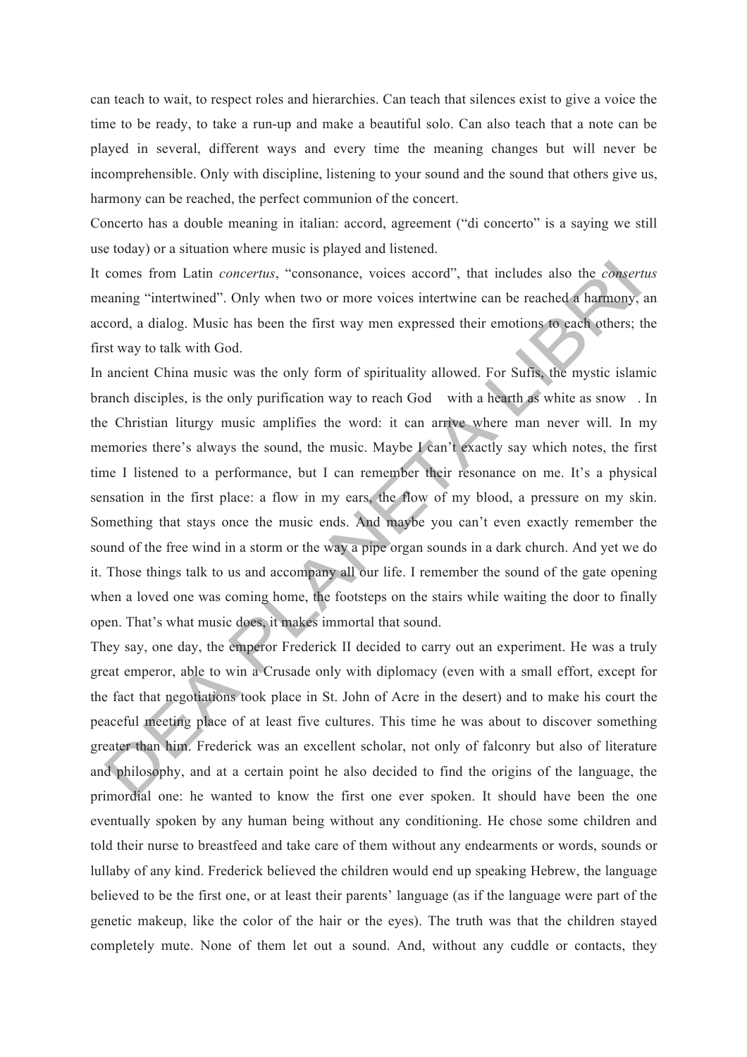can teach to wait, to respect roles and hierarchies. Can teach that silences exist to give a voice the time to be ready, to take a run-up and make a beautiful solo. Can also teach that a note can be played in several, different ways and every time the meaning changes but will never be incomprehensible. Only with discipline, listening to your sound and the sound that others give us, harmony can be reached, the perfect communion of the concert.

Concerto has a double meaning in italian: accord, agreement ("di concerto" is a saying we still use today) or a situation where music is played and listened.

It comes from Latin *concertus*, "consonance, voices accord", that includes also the *consertus* meaning "intertwined". Only when two or more voices intertwine can be reached a harmony, an accord, a dialog. Music has been the first way men expressed their emotions to each others; the first way to talk with God.

In ancient China music was the only form of spirituality allowed. For Sufis, the mystic islamic branch disciples, is the only purification way to reach God  with a hearth as white as snow . In the Christian liturgy music amplifies the word: it can arrive where man never will. In my memories there's always the sound, the music. Maybe I can't exactly say which notes, the first time I listened to a performance, but I can remember their resonance on me. It's a physical sensation in the first place: a flow in my ears, the flow of my blood, a pressure on my skin. Something that stays once the music ends. And maybe you can't even exactly remember the sound of the free wind in a storm or the way a pipe organ sounds in a dark church. And yet we do it. Those things talk to us and accompany all our life. I remember the sound of the gate opening when a loved one was coming home, the footsteps on the stairs while waiting the door to finally open. That's what music does, it makes immortal that sound.

They say, one day, the emperor Frederick II decided to carry out an experiment. He was a truly great emperor, able to win a Crusade only with diplomacy (even with a small effort, except for the fact that negotiations took place in St. John of Acre in the desert) and to make his court the peaceful meeting place of at least five cultures. This time he was about to discover something greater than him. Frederick was an excellent scholar, not only of falconry but also of literature and philosophy, and at a certain point he also decided to find the origins of the language, the primordial one: he wanted to know the first one ever spoken. It should have been the one eventually spoken by any human being without any conditioning. He chose some children and told their nurse to breastfeed and take care of them without any endearments or words, sounds or lullaby of any kind. Frederick believed the children would end up speaking Hebrew, the language believed to be the first one, or at least their parents' language (as if the language were part of the genetic makeup, like the color of the hair or the eyes). The truth was that the children stayed completely mute. None of them let out a sound. And, without any cuddle or contacts, they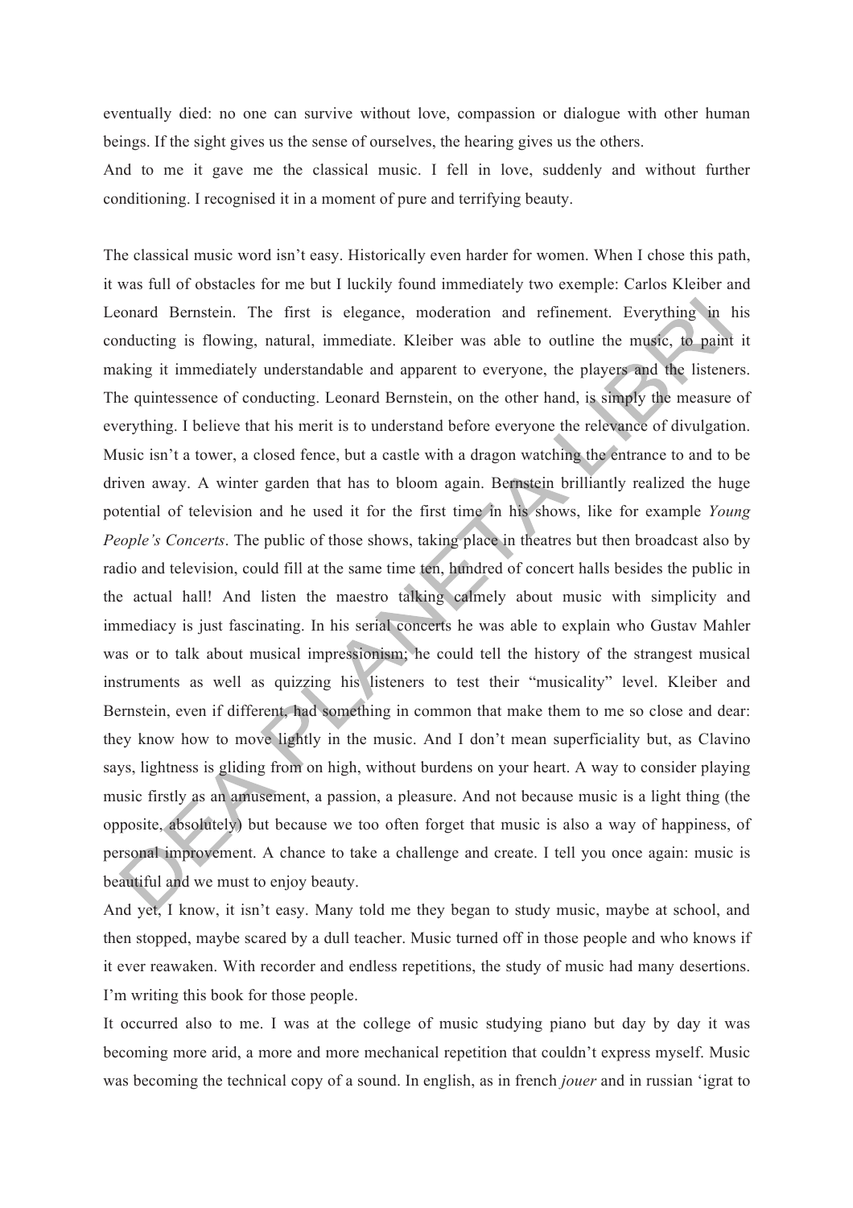eventually died: no one can survive without love, compassion or dialogue with other human beings. If the sight gives us the sense of ourselves, the hearing gives us the others.

And to me it gave me the classical music. I fell in love, suddenly and without further conditioning. I recognised it in a moment of pure and terrifying beauty.

The classical music word isn't easy. Historically even harder for women. When I chose this path, it was full of obstacles for me but I luckily found immediately two exemple: Carlos Kleiber and Leonard Bernstein. The first is elegance, moderation and refinement. Everything in his conducting is flowing, natural, immediate. Kleiber was able to outline the music, to paint it making it immediately understandable and apparent to everyone, the players and the listeners. The quintessence of conducting. Leonard Bernstein, on the other hand, is simply the measure of everything. I believe that his merit is to understand before everyone the relevance of divulgation. Music isn't a tower, a closed fence, but a castle with a dragon watching the entrance to and to be driven away. A winter garden that has to bloom again. Bernstein brilliantly realized the huge potential of television and he used it for the first time in his shows, like for example *Young People's Concerts*. The public of those shows, taking place in theatres but then broadcast also by radio and television, could fill at the same time ten, hundred of concert halls besides the public in the actual hall! And listen the maestro talking calmely about music with simplicity and immediacy is just fascinating. In his serial concerts he was able to explain who Gustav Mahler was or to talk about musical impressionism; he could tell the history of the strangest musical instruments as well as quizzing his listeners to test their "musicality" level. Kleiber and Bernstein, even if different, had something in common that make them to me so close and dear: they know how to move lightly in the music. And I don't mean superficiality but, as Clavino says, lightness is gliding from on high, without burdens on your heart. A way to consider playing music firstly as an amusement, a passion, a pleasure. And not because music is a light thing (the opposite, absolutely) but because we too often forget that music is also a way of happiness, of personal improvement. A chance to take a challenge and create. I tell you once again: music is beautiful and we must to enjoy beauty.

And yet, I know, it isn't easy. Many told me they began to study music, maybe at school, and then stopped, maybe scared by a dull teacher. Music turned off in those people and who knows if it ever reawaken. With recorder and endless repetitions, the study of music had many desertions. I'm writing this book for those people.

It occurred also to me. I was at the college of music studying piano but day by day it was becoming more arid, a more and more mechanical repetition that couldn't express myself. Music was becoming the technical copy of a sound. In english, as in french *jouer* and in russian 'igrat to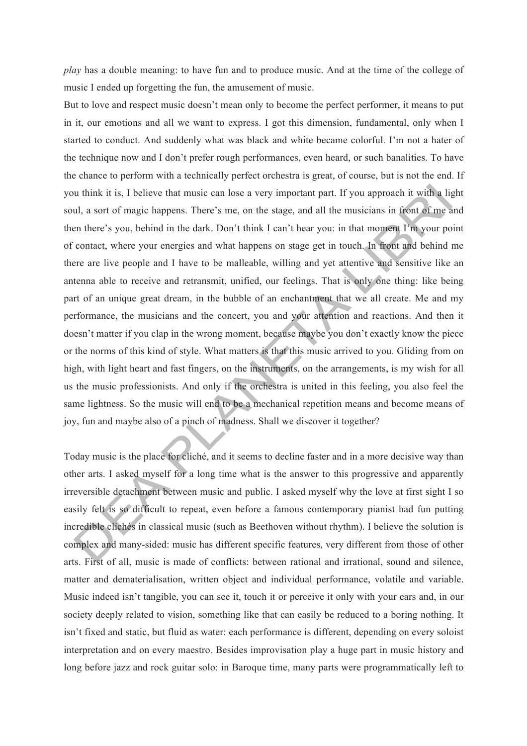*play* has a double meaning: to have fun and to produce music. And at the time of the college of music I ended up forgetting the fun, the amusement of music.

But to love and respect music doesn't mean only to become the perfect performer, it means to put in it, our emotions and all we want to express. I got this dimension, fundamental, only when I started to conduct. And suddenly what was black and white became colorful. I'm not a hater of the technique now and I don't prefer rough performances, even heard, or such banalities. To have the chance to perform with a technically perfect orchestra is great, of course, but is not the end. If you think it is, I believe that music can lose a very important part. If you approach it with a light soul, a sort of magic happens. There's me, on the stage, and all the musicians in front of me and then there's you, behind in the dark. Don't think I can't hear you: in that moment I'm your point of contact, where your energies and what happens on stage get in touch. In front and behind me there are live people and I have to be malleable, willing and yet attentive and sensitive like an antenna able to receive and retransmit, unified, our feelings. That is only one thing: like being part of an unique great dream, in the bubble of an enchantment that we all create. Me and my performance, the musicians and the concert, you and your attention and reactions. And then it doesn't matter if you clap in the wrong moment, because maybe you don't exactly know the piece or the norms of this kind of style. What matters is that this music arrived to you. Gliding from on high, with light heart and fast fingers, on the instruments, on the arrangements, is my wish for all us the music professionists. And only if the orchestra is united in this feeling, you also feel the same lightness. So the music will end to be a mechanical repetition means and become means of joy, fun and maybe also of a pinch of madness. Shall we discover it together?

Today music is the place for cliché, and it seems to decline faster and in a more decisive way than other arts. I asked myself for a long time what is the answer to this progressive and apparently irreversible detachment between music and public. I asked myself why the love at first sight I so easily felt is so difficult to repeat, even before a famous contemporary pianist had fun putting incredible clichés in classical music (such as Beethoven without rhythm). I believe the solution is complex and many-sided: music has different specific features, very different from those of other arts. First of all, music is made of conflicts: between rational and irrational, sound and silence, matter and dematerialisation, written object and individual performance, volatile and variable. Music indeed isn't tangible, you can see it, touch it or perceive it only with your ears and, in our society deeply related to vision, something like that can easily be reduced to a boring nothing. It isn't fixed and static, but fluid as water: each performance is different, depending on every soloist interpretation and on every maestro. Besides improvisation play a huge part in music history and long before jazz and rock guitar solo: in Baroque time, many parts were programmatically left to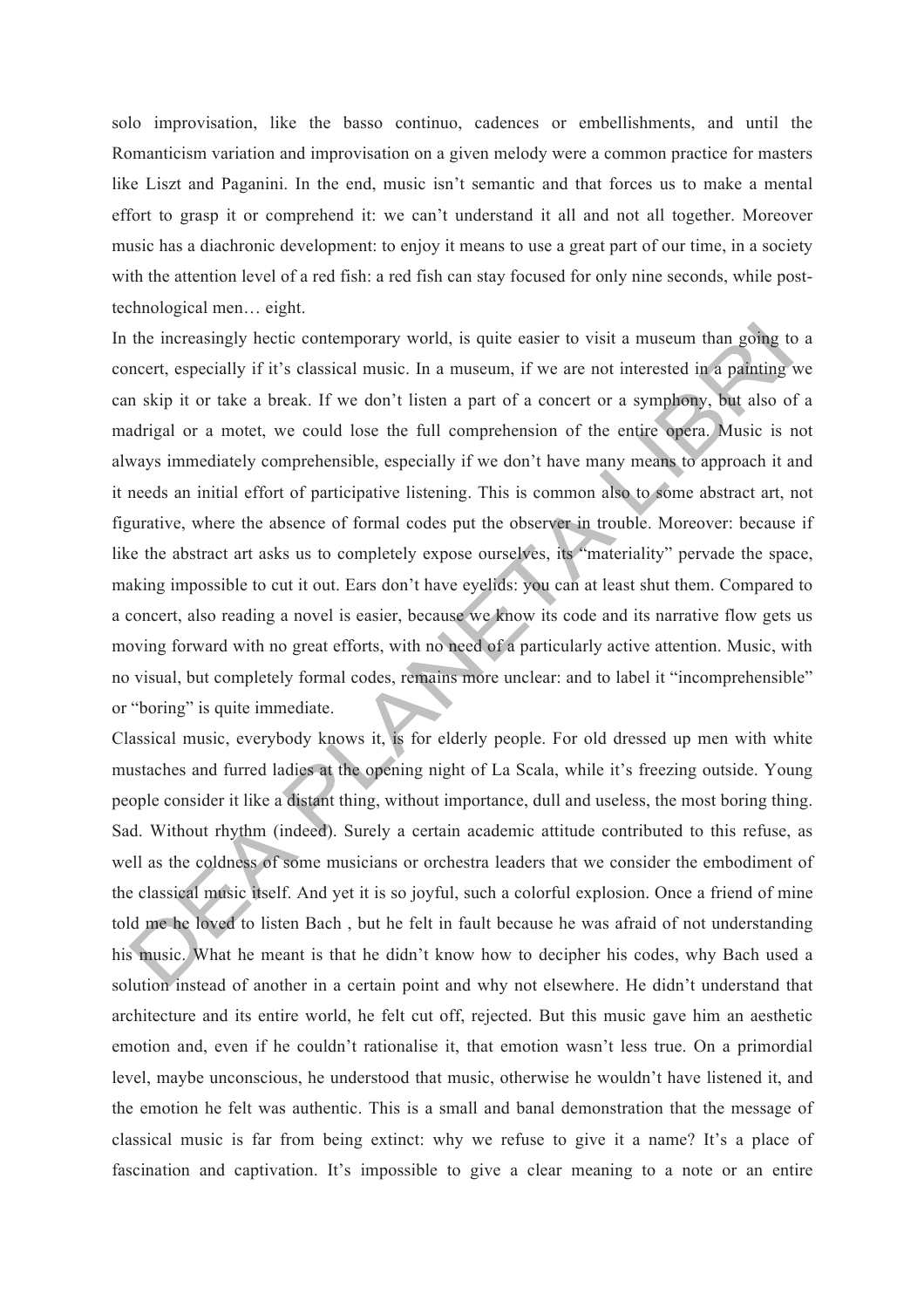solo improvisation, like the basso continuo, cadences or embellishments, and until the Romanticism variation and improvisation on a given melody were a common practice for masters like Liszt and Paganini. In the end, music isn't semantic and that forces us to make a mental effort to grasp it or comprehend it: we can't understand it all and not all together. Moreover music has a diachronic development: to enjoy it means to use a great part of our time, in a society with the attention level of a red fish: a red fish can stay focused for only nine seconds, while post-technological men… eight.

In the increasingly hectic contemporary world, is quite easier to visit a museum than going to a concert, especially if it's classical music. In a museum, if we are not interested in a painting we can skip it or take a break. If we don't listen a part of a concert or a symphony, but also of a madrigal or a motet, we could lose the full comprehension of the entire opera. Music is not always immediately comprehensible, especially if we don't have many means to approach it and it needs an initial effort of participative listening. This is common also to some abstract art, not figurative, where the absence of formal codes put the observer in trouble. Moreover: because if like the abstract art asks us to completely expose ourselves, its "materiality" pervade the space, making impossible to cut it out. Ears don't have eyelids: you can at least shut them. Compared to a concert, also reading a novel is easier, because we know its code and its narrative flow gets us moving forward with no great efforts, with no need of a particularly active attention. Music, with no visual, but completely formal codes, remains more unclear: and to label it "incomprehensible" or "boring" is quite immediate.

Classical music, everybody knows it, is for elderly people. For old dressed up men with white mustaches and furred ladies at the opening night of La Scala, while it's freezing outside. Young people consider it like a distant thing, without importance, dull and useless, the most boring thing. Sad. Without rhythm (indeed). Surely a certain academic attitude contributed to this refuse, as well as the coldness of some musicians or orchestra leaders that we consider the embodiment of the classical music itself. And yet it is so joyful, such a colorful explosion. Once a friend of mine told me he loved to listen Bach , but he felt in fault because he was afraid of not understanding his music. What he meant is that he didn't know how to decipher his codes, why Bach used a solution instead of another in a certain point and why not elsewhere. He didn't understand that architecture and its entire world, he felt cut off, rejected. But this music gave him an aesthetic emotion and, even if he couldn't rationalise it, that emotion wasn't less true. On a primordial level, maybe unconscious, he understood that music, otherwise he wouldn't have listened it, and the emotion he felt was authentic. This is a small and banal demonstration that the message of classical music is far from being extinct: why we refuse to give it a name? It's a place of fascination and captivation. It's impossible to give a clear meaning to a note or an entire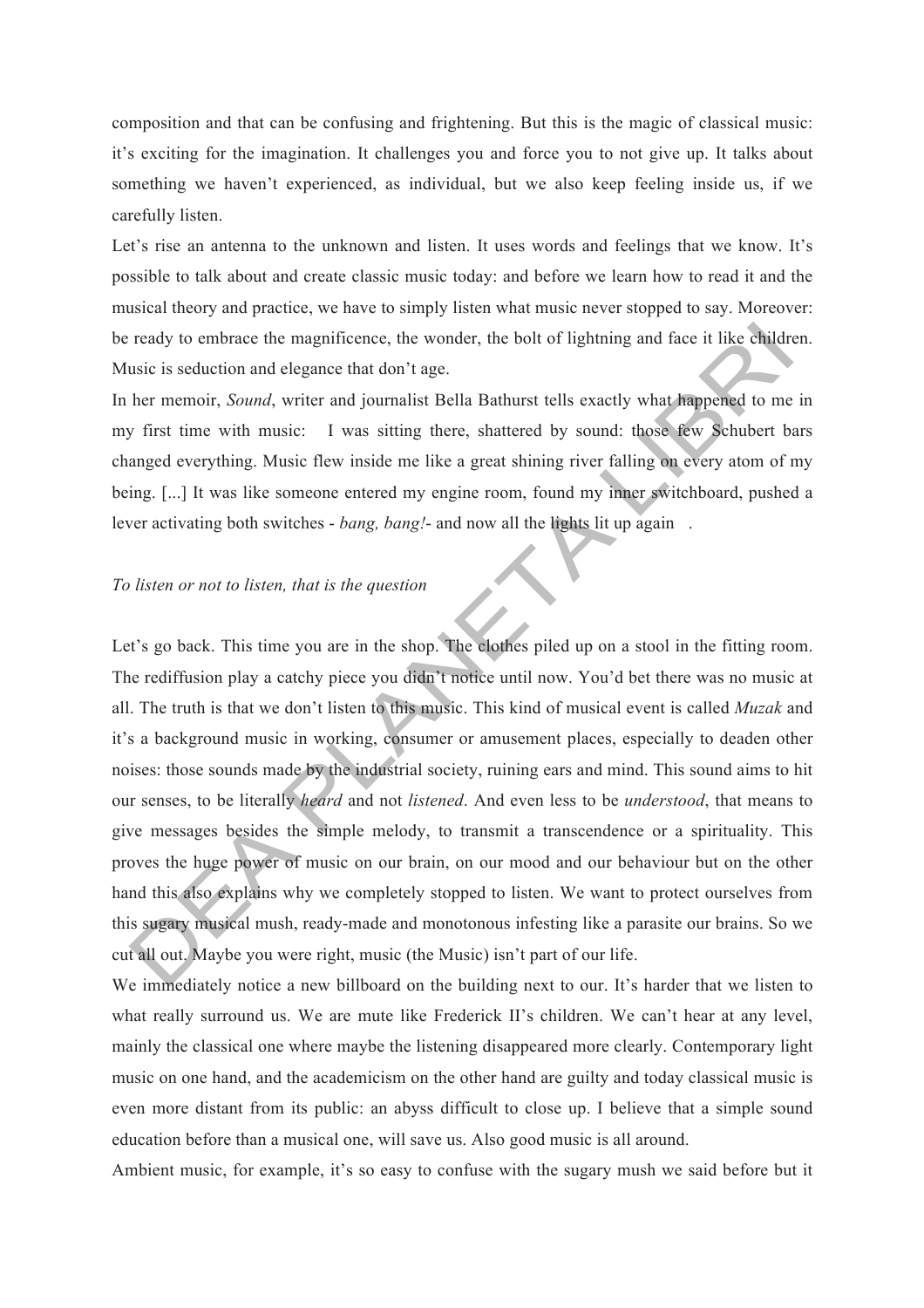composition and that can be confusing and frightening. But this is the magic of classical music: it's exciting for the imagination. It challenges you and force you to not give up. It talks about something we haven't experienced, as individual, but we also keep feeling inside us, if we carefully listen.

Let's rise an antenna to the unknown and listen. It uses words and feelings that we know. It's possible to talk about and create classic music today: and before we learn how to read it and the musical theory and practice, we have to simply listen what music never stopped to say. Moreover: be ready to embrace the magnificence, the wonder, the bolt of lightning and face it like children. Music is seduction and elegance that don't age.

In her memoir, *Sound*, writer and journalist Bella Bathurst tells exactly what happened to me in my first time with music: I was sitting there, shattered by sound: those few Schubert bars changed everything. Music flew inside me like a great shining river falling on every atom of my being. [...] It was like someone entered my engine room, found my inner switchboard, pushed a lever activating both switches - *bang, bang!*- and now all the lights lit up again .

*To listen or not to listen, that is the question*

Let's go back. This time you are in the shop. The clothes piled up on a stool in the fitting room. The rediffusion play a catchy piece you didn't notice until now. You'd bet there was no music at all. The truth is that we don't listen to this music. This kind of musical event is called *Muzak* and it's a background music in working, consumer or amusement places, especially to deaden other noises: those sounds made by the industrial society, ruining ears and mind. This sound aims to hit our senses, to be literally *heard* and not *listened*. And even less to be *understood*, that means to give messages besides the simple melody, to transmit a transcendence or a spirituality. This proves the huge power of music on our brain, on our mood and our behaviour but on the other hand this also explains why we completely stopped to listen. We want to protect ourselves from this sugary musical mush, ready-made and monotonous infesting like a parasite our brains. So we cut all out. Maybe you were right, music (the Music) isn't part of our life.

We immediately notice a new billboard on the building next to our. It's harder that we listen to what really surround us. We are mute like Frederick II's children. We can't hear at any level, mainly the classical one where maybe the listening disappeared more clearly. Contemporary light music on one hand, and the academicism on the other hand are guilty and today classical music is even more distant from its public: an abyss difficult to close up. I believe that a simple sound education before than a musical one, will save us. Also good music is all around.

Ambient music, for example, it's so easy to confuse with the sugary mush we said before but it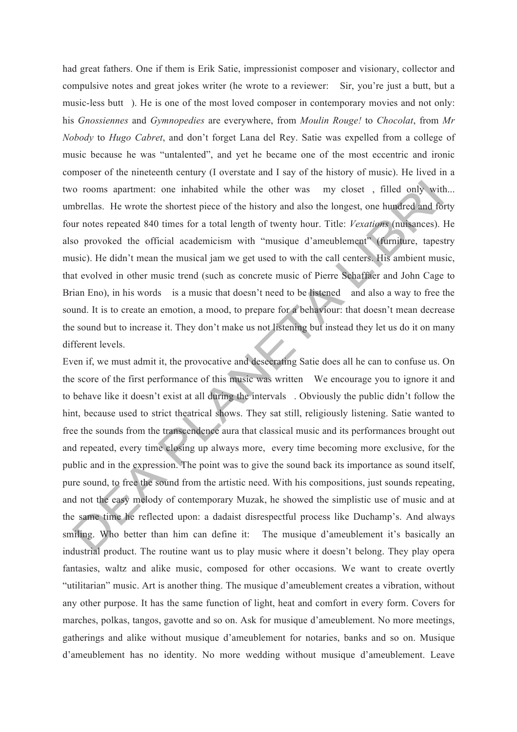had great fathers. One if them is Erik Satie, impressionist composer and visionary, collector and compulsive notes and great jokes writer (he wrote to a reviewer: Sir, you're just a butt, but a music-less butt ). He is one of the most loved composer in contemporary movies and not only: his *Gnossiennes* and *Gymnopedies* are everywhere, from *Moulin Rouge!* to *Chocolat*, from *Mr Nobody* to *Hugo Cabret*, and don't forget Lana del Rey. Satie was expelled from a college of music because he was "untalented", and yet he became one of the most eccentric and ironic composer of the nineteenth century (I overstate and I say of the history of music). He lived in a two rooms apartment: one inhabited while the other was my closet , filled only with... umbrellas. He wrote the shortest piece of the history and also the longest, one hundred and forty four notes repeated 840 times for a total length of twenty hour. Title: *Vexations* (nuisances). He also provoked the official academicism with "musique d'ameublement" (furniture, tapestry music). He didn't mean the musical jam we get used to with the call centers. His ambient music, that evolved in other music trend (such as concrete music of Pierre Schaffaer and John Cage to Brian Eno), in his words is a music that doesn't need to be listened and also a way to free the sound. It is to create an emotion, a mood, to prepare for a behaviour: that doesn't mean decrease the sound but to increase it. They don't make us not listening but instead they let us do it on many different levels.

Even if, we must admit it, the provocative and desecrating Satie does all he can to confuse us. On the score of the first performance of this music was written We encourage you to ignore it and to behave like it doesn't exist at all during the intervals . Obviously the public didn't follow the hint, because used to strict theatrical shows. They sat still, religiously listening. Satie wanted to free the sounds from the transcendence aura that classical music and its performances brought out and repeated, every time closing up always more, every time becoming more exclusive, for the public and in the expression. The point was to give the sound back its importance as sound itself, pure sound, to free the sound from the artistic need. With his compositions, just sounds repeating, and not the easy melody of contemporary Muzak, he showed the simplistic use of music and at the same time he reflected upon: a dadaist disrespectful process like Duchamp's. And always smiling. Who better than him can define it: The musique d'ameublement it's basically an industrial product. The routine want us to play music where it doesn't belong. They play opera fantasies, waltz and alike music, composed for other occasions. We want to create overtly "utilitarian" music. Art is another thing. The musique d'ameublement creates a vibration, without any other purpose. It has the same function of light, heat and comfort in every form. Covers for marches, polkas, tangos, gavotte and so on. Ask for musique d'ameublement. No more meetings, gatherings and alike without musique d'ameublement for notaries, banks and so on. Musique d'ameublement has no identity. No more wedding without musique d'ameublement. Leave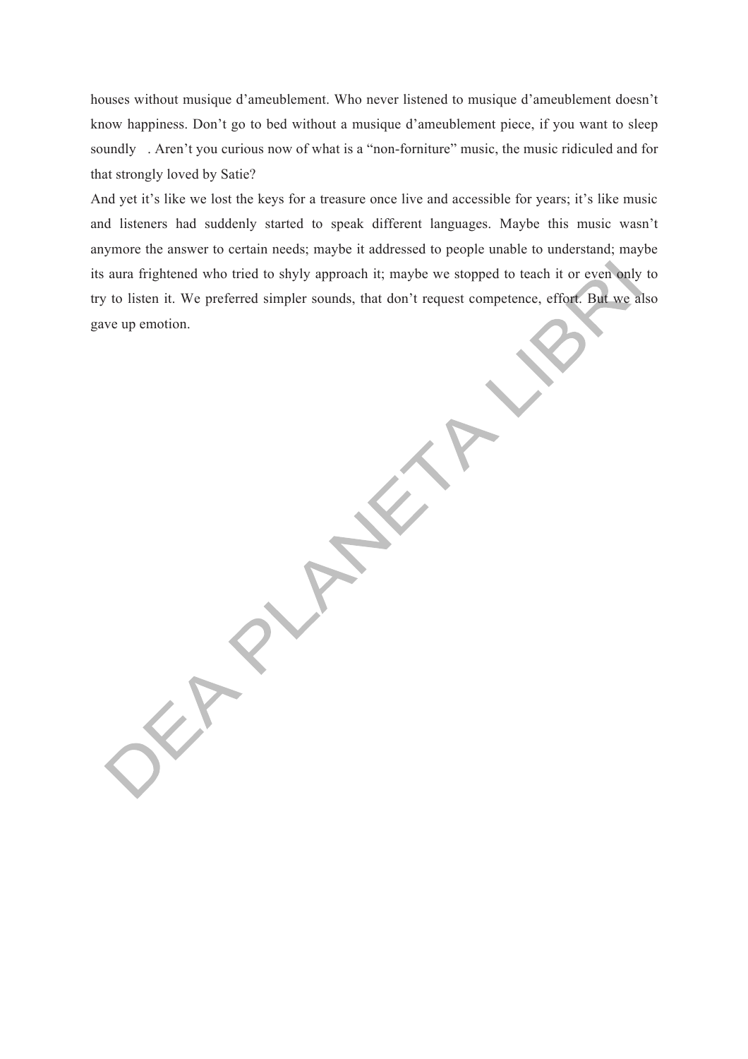houses without musique d'ameublement. Who never listened to musique d'ameublement doesn't know happiness. Don't go to bed without a musique d'ameublement piece, if you want to sleep soundly . Aren't you curious now of what is a "non-forniture" music, the music ridiculed and for that strongly loved by Satie?

And yet it's like we lost the keys for a treasure once live and accessible for years; it's like music and listeners had suddenly started to speak different languages. Maybe this music wasn't anymore the answer to certain needs; maybe it addressed to people unable to understand; maybe its aura frightened who tried to shyly approach it; maybe we stopped to teach it or even only to try to listen it. We preferred simpler sounds, that don't request competence, effort. But we also gave up emotion.